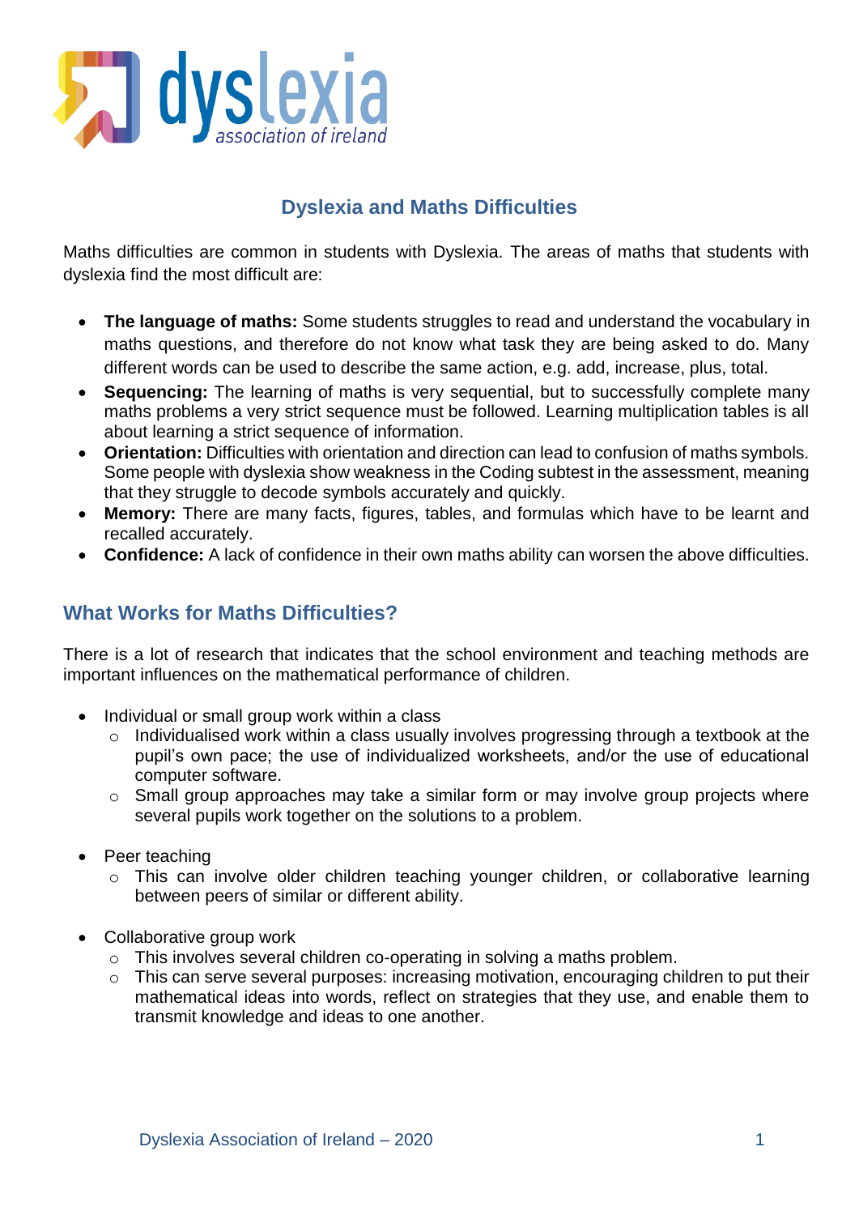# Dyslexia and Maths Difficulties

Maths difficulties are common in students with Dyslexia. The areas of maths that students with dyslexia find the most difficult are:

- **The language of maths:** Some students struggles to read and understand the vocabulary in maths questions, and therefore do not know what task they are being asked to do. Many different words can be used to describe the same action, e.g. add, increase, plus, total.
- **Sequencing:** The learning of maths is very sequential, but to successfully complete many maths problems a very strict sequence must be followed. Learning multiplication tables is all about learning a strict sequence of information.
- **Orientation:** Difficulties with orientation and direction can lead to confusion of maths symbols. Some people with dyslexia show weakness in the Coding subtest in the assessment, meaning that they struggle to decode symbols accurately and quickly.
- **Memory:** There are many facts, figures, tables, and formulas which have to be learnt and recalled accurately.
- **Confidence:** A lack of confidence in their own maths ability can worsen the above difficulties.

## What Works for Maths Difficulties?

There is a lot of research that indicates that the school environment and teaching methods are important influences on the mathematical performance of children.

- Individual or small group work within a class
  - Individualised work within a class usually involves progressing through a textbook at the pupil's own pace; the use of individualized worksheets, and/or the use of educational computer software.
  - Small group approaches may take a similar form or may involve group projects where several pupils work together on the solutions to a problem.

- Peer teaching
  - This can involve older children teaching younger children, or collaborative learning between peers of similar or different ability.

- Collaborative group work
  - This involves several children co-operating in solving a maths problem.
  - This can serve several purposes: increasing motivation, encouraging children to put their mathematical ideas into words, reflect on strategies that they use, and enable them to transmit knowledge and ideas to one another.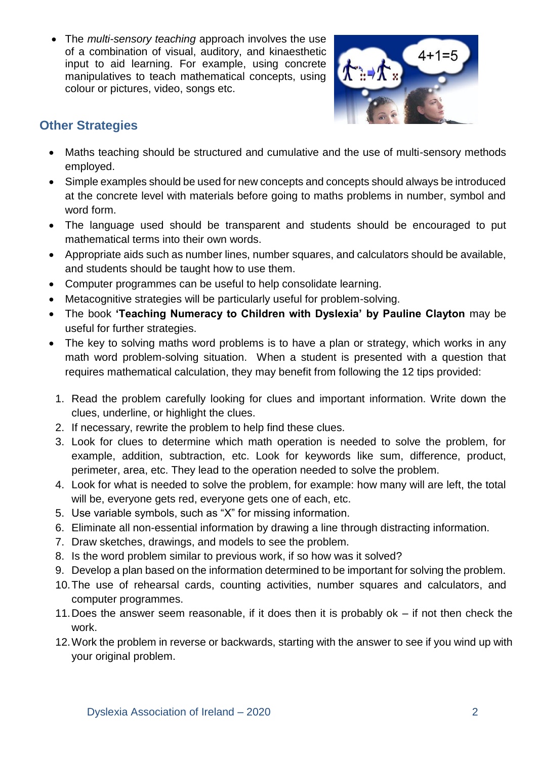- The *multi-sensory teaching* approach involves the use of a combination of visual, auditory, and kinaesthetic input to aid learning. For example, using concrete manipulatives to teach mathematical concepts, using colour or pictures, video, songs etc.

## Other Strategies

- Maths teaching should be structured and cumulative and the use of multi-sensory methods employed.
- Simple examples should be used for new concepts and concepts should always be introduced at the concrete level with materials before going to maths problems in number, symbol and word form.
- The language used should be transparent and students should be encouraged to put mathematical terms into their own words.
- Appropriate aids such as number lines, number squares, and calculators should be available, and students should be taught how to use them.
- Computer programmes can be useful to help consolidate learning.
- Metacognitive strategies will be particularly useful for problem-solving.
- The book **'Teaching Numeracy to Children with Dyslexia' by Pauline Clayton** may be useful for further strategies.
- The key to solving maths word problems is to have a plan or strategy, which works in any math word problem-solving situation. When a student is presented with a question that requires mathematical calculation, they may benefit from following the 12 tips provided:

1. Read the problem carefully looking for clues and important information. Write down the clues, underline, or highlight the clues.
2. If necessary, rewrite the problem to help find these clues.
3. Look for clues to determine which math operation is needed to solve the problem, for example, addition, subtraction, etc. Look for keywords like sum, difference, product, perimeter, area, etc. They lead to the operation needed to solve the problem.
4. Look for what is needed to solve the problem, for example: how many will are left, the total will be, everyone gets red, everyone gets one of each, etc.
5. Use variable symbols, such as "X" for missing information.
6. Eliminate all non-essential information by drawing a line through distracting information.
7. Draw sketches, drawings, and models to see the problem.
8. Is the word problem similar to previous work, if so how was it solved?
9. Develop a plan based on the information determined to be important for solving the problem.
10. The use of rehearsal cards, counting activities, number squares and calculators, and computer programmes.
11. Does the answer seem reasonable, if it does then it is probably ok – if not then check the work.
12. Work the problem in reverse or backwards, starting with the answer to see if you wind up with your original problem.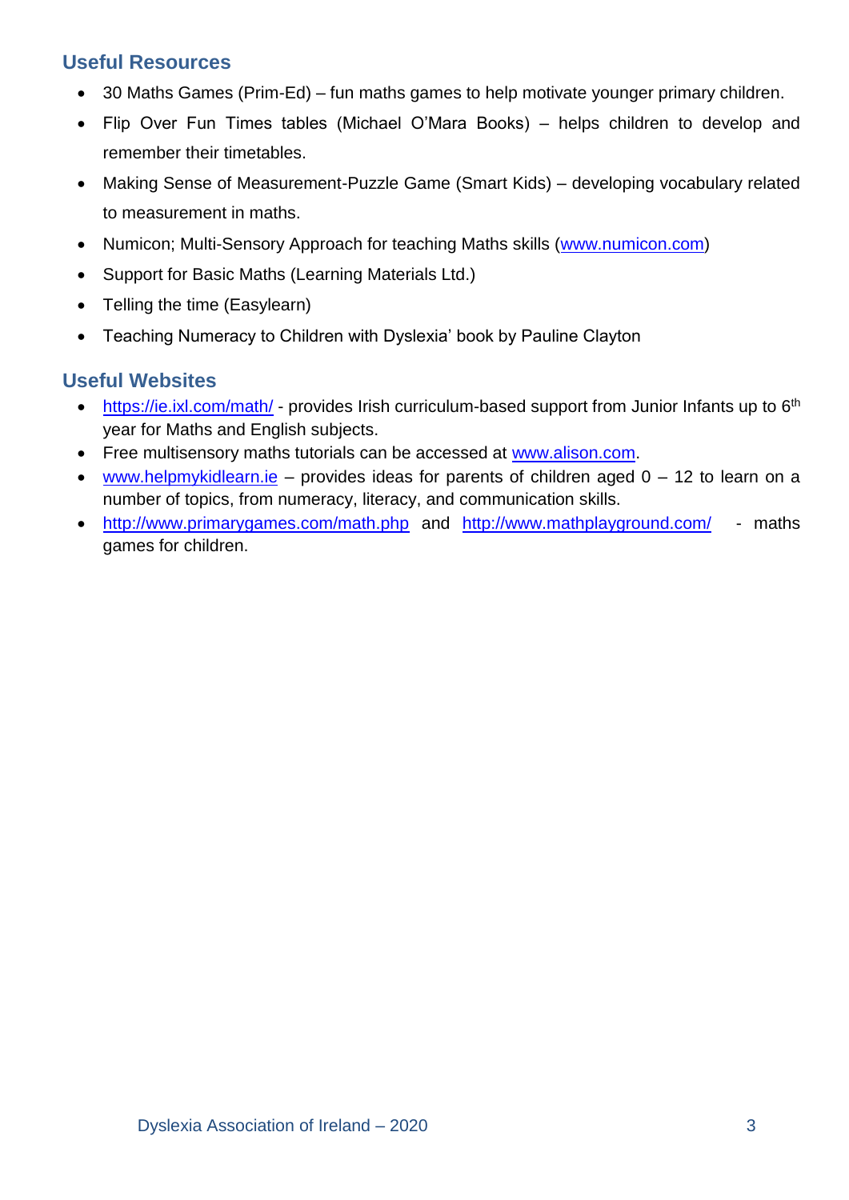## Useful Resources

- 30 Maths Games (Prim-Ed) – fun maths games to help motivate younger primary children.
- Flip Over Fun Times tables (Michael O'Mara Books) – helps children to develop and remember their timetables.
- Making Sense of Measurement-Puzzle Game (Smart Kids) – developing vocabulary related to measurement in maths.
- Numicon; Multi-Sensory Approach for teaching Maths skills (www.numicon.com)
- Support for Basic Maths (Learning Materials Ltd.)
- Telling the time (Easylearn)
- Teaching Numeracy to Children with Dyslexia' book by Pauline Clayton

## Useful Websites

- https://ie.ixl.com/math/ - provides Irish curriculum-based support from Junior Infants up to 6th year for Maths and English subjects.
- Free multisensory maths tutorials can be accessed at www.alison.com.
- www.helpmykidlearn.ie – provides ideas for parents of children aged 0 – 12 to learn on a number of topics, from numeracy, literacy, and communication skills.
- http://www.primarygames.com/math.php and http://www.mathplayground.com/ - maths games for children.